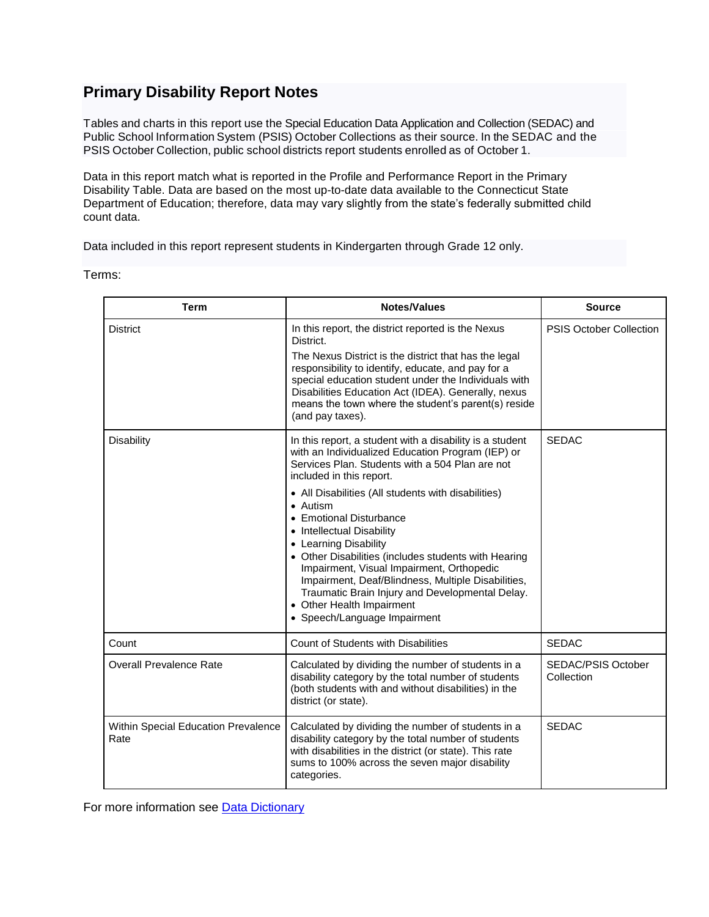# Primary Disability Report Notes

Tables and charts in this report use the Special Education Data Application and Collection (SEDAC) and Public School Information System (PSIS) October Collections as their source. In the SEDAC and the PSIS October Collection, public school districts report students enrolled as of October 1.

Data in this report match what is reported in the Profile and Performance Report in the Primary Disability Table. Data are based on the most up-to-date data available to the Connecticut State Department of Education; therefore, data may vary slightly from the state's federally submitted child count data.

Data included in this report represent students in Kindergarten through Grade 12 only.

Terms:

| Term | Notes/Values | Source |
| --- | --- | --- |
| District | In this report, the district reported is the Nexus District.<br><br>The Nexus District is the district that has the legal responsibility to identify, educate, and pay for a special education student under the Individuals with Disabilities Education Act (IDEA). Generally, nexus means the town where the student's parent(s) reside (and pay taxes). | PSIS October Collection |
| Disability | In this report, a student with a disability is a student with an Individualized Education Program (IEP) or Services Plan. Students with a 504 Plan are not included in this report.<br><br>• All Disabilities (All students with disabilities)<br>• Autism<br>• Emotional Disturbance<br>• Intellectual Disability<br>• Learning Disability<br>• Other Disabilities (includes students with Hearing Impairment, Visual Impairment, Orthopedic Impairment, Deaf/Blindness, Multiple Disabilities, Traumatic Brain Injury and Developmental Delay.<br>• Other Health Impairment<br>• Speech/Language Impairment | SEDAC |
| Count | Count of Students with Disabilities | SEDAC |
| Overall Prevalence Rate | Calculated by dividing the number of students in a disability category by the total number of students (both students with and without disabilities) in the district (or state). | SEDAC/PSIS October Collection |
| Within Special Education Prevalence Rate | Calculated by dividing the number of students in a disability category by the total number of students with disabilities in the district (or state). This rate sums to 100% across the seven major disability categories. | SEDAC |

For more information see [Data Dictionary]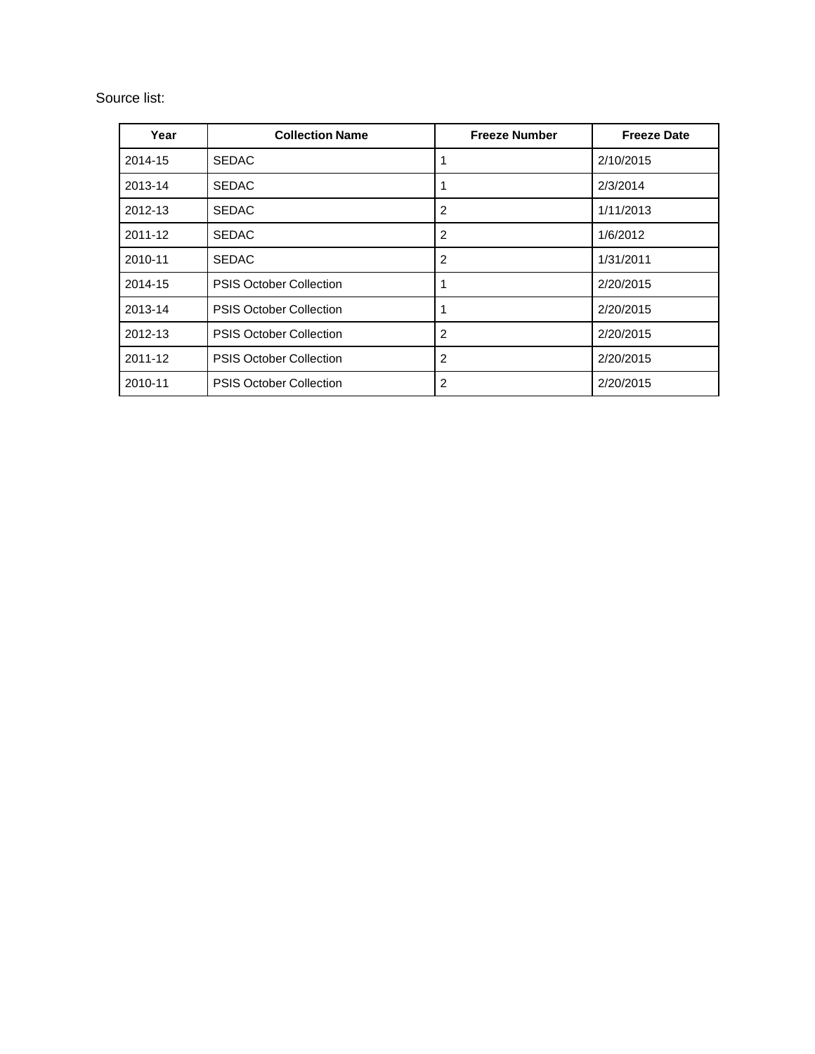Source list:

| Year | Collection Name | Freeze Number | Freeze Date |
| --- | --- | --- | --- |
| 2014-15 | SEDAC | 1 | 2/10/2015 |
| 2013-14 | SEDAC | 1 | 2/3/2014 |
| 2012-13 | SEDAC | 2 | 1/11/2013 |
| 2011-12 | SEDAC | 2 | 1/6/2012 |
| 2010-11 | SEDAC | 2 | 1/31/2011 |
| 2014-15 | PSIS October Collection | 1 | 2/20/2015 |
| 2013-14 | PSIS October Collection | 1 | 2/20/2015 |
| 2012-13 | PSIS October Collection | 2 | 2/20/2015 |
| 2011-12 | PSIS October Collection | 2 | 2/20/2015 |
| 2010-11 | PSIS October Collection | 2 | 2/20/2015 |